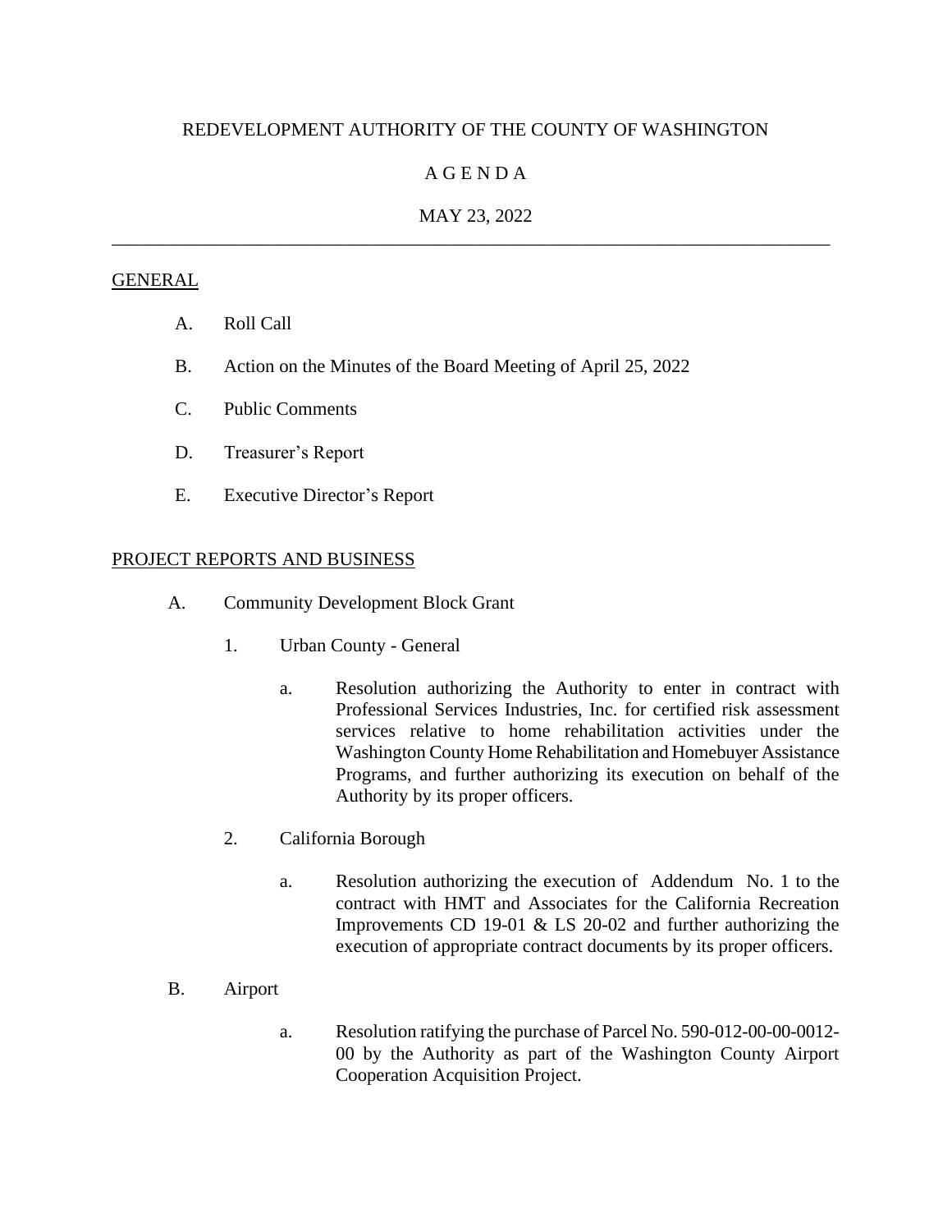REDEVELOPMENT AUTHORITY OF THE COUNTY OF WASHINGTON

A G E N D A

MAY 23, 2022

---

GENERAL

A. Roll Call

B. Action on the Minutes of the Board Meeting of April 25, 2022

C. Public Comments

D. Treasurer's Report

E. Executive Director's Report

PROJECT REPORTS AND BUSINESS

A. Community Development Block Grant

1. Urban County - General

a. Resolution authorizing the Authority to enter in contract with Professional Services Industries, Inc. for certified risk assessment services relative to home rehabilitation activities under the Washington County Home Rehabilitation and Homebuyer Assistance Programs, and further authorizing its execution on behalf of the Authority by its proper officers.

2. California Borough

a. Resolution authorizing the execution of Addendum No. 1 to the contract with HMT and Associates for the California Recreation Improvements CD 19-01 & LS 20-02 and further authorizing the execution of appropriate contract documents by its proper officers.

B. Airport

a. Resolution ratifying the purchase of Parcel No. 590-012-00-00-0012-00 by the Authority as part of the Washington County Airport Cooperation Acquisition Project.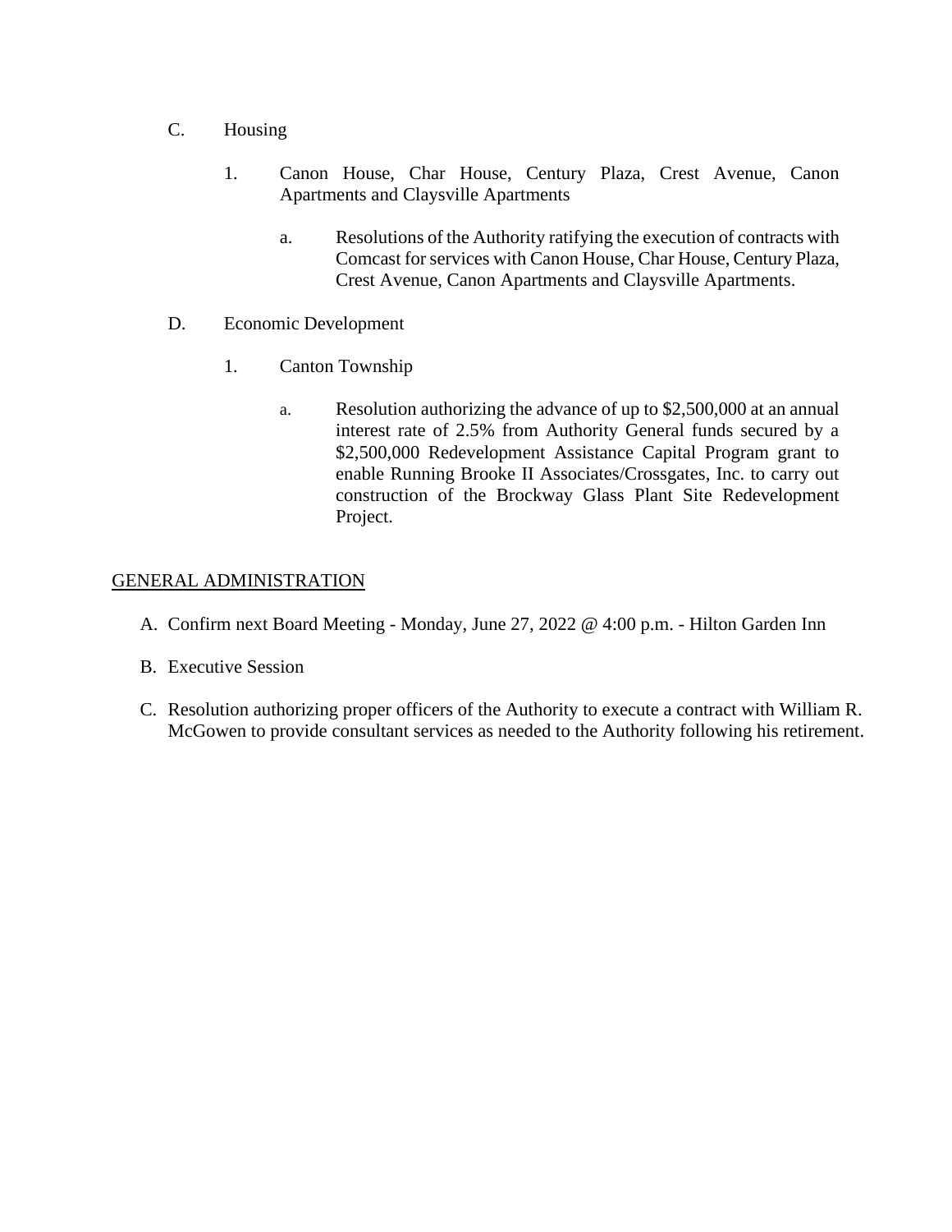C. Housing

   1. Canon House, Char House, Century Plaza, Crest Avenue, Canon Apartments and Claysville Apartments

      a. Resolutions of the Authority ratifying the execution of contracts with Comcast for services with Canon House, Char House, Century Plaza, Crest Avenue, Canon Apartments and Claysville Apartments.

D. Economic Development

   1. Canton Township

      a. Resolution authorizing the advance of up to $2,500,000 at an annual interest rate of 2.5% from Authority General funds secured by a $2,500,000 Redevelopment Assistance Capital Program grant to enable Running Brooke II Associates/Crossgates, Inc. to carry out construction of the Brockway Glass Plant Site Redevelopment Project.

<u>GENERAL ADMINISTRATION</u>

A. Confirm next Board Meeting - Monday, June 27, 2022 @ 4:00 p.m. - Hilton Garden Inn

B. Executive Session

C. Resolution authorizing proper officers of the Authority to execute a contract with William R. McGowen to provide consultant services as needed to the Authority following his retirement.